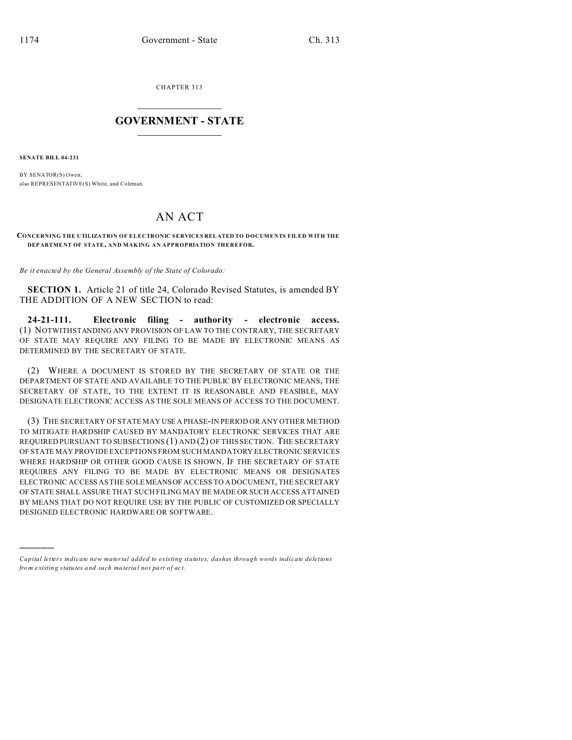CHAPTER 313

# GOVERNMENT - STATE

**SENATE BILL 04-231**

BY SENATOR(S) Owen;
also REPRESENTATIVE(S) White, and Coleman.

# AN ACT

**CONCERNING THE UTILIZATION OF ELECTRONIC SERVICES RELATED TO DOCUMENTS FILED WITH THE DEPARTMENT OF STATE, AND MAKING AN APPROPRIATION THEREFOR.**

*Be it enacted by the General Assembly of the State of Colorado:*

**SECTION 1.** Article 21 of title 24, Colorado Revised Statutes, is amended BY THE ADDITION OF A NEW SECTION to read:

**24-21-111. Electronic filing - authority - electronic access.** (1) NOTWITHSTANDING ANY PROVISION OF LAW TO THE CONTRARY, THE SECRETARY OF STATE MAY REQUIRE ANY FILING TO BE MADE BY ELECTRONIC MEANS AS DETERMINED BY THE SECRETARY OF STATE.

(2) WHERE A DOCUMENT IS STORED BY THE SECRETARY OF STATE OR THE DEPARTMENT OF STATE AND AVAILABLE TO THE PUBLIC BY ELECTRONIC MEANS, THE SECRETARY OF STATE, TO THE EXTENT IT IS REASONABLE AND FEASIBLE, MAY DESIGNATE ELECTRONIC ACCESS AS THE SOLE MEANS OF ACCESS TO THE DOCUMENT.

(3) THE SECRETARY OF STATE MAY USE A PHASE-IN PERIOD OR ANY OTHER METHOD TO MITIGATE HARDSHIP CAUSED BY MANDATORY ELECTRONIC SERVICES THAT ARE REQUIRED PURSUANT TO SUBSECTIONS (1) AND (2) OF THIS SECTION. THE SECRETARY OF STATE MAY PROVIDE EXCEPTIONS FROM SUCH MANDATORY ELECTRONIC SERVICES WHERE HARDSHIP OR OTHER GOOD CAUSE IS SHOWN. IF THE SECRETARY OF STATE REQUIRES ANY FILING TO BE MADE BY ELECTRONIC MEANS OR DESIGNATES ELECTRONIC ACCESS AS THE SOLE MEANS OF ACCESS TO A DOCUMENT, THE SECRETARY OF STATE SHALL ASSURE THAT SUCH FILING MAY BE MADE OR SUCH ACCESS ATTAINED BY MEANS THAT DO NOT REQUIRE USE BY THE PUBLIC OF CUSTOMIZED OR SPECIALLY DESIGNED ELECTRONIC HARDWARE OR SOFTWARE.

---

*Capital letters indicate new material added to existing statutes; dashes through words indicate deletions from existing statutes and such material not part of act.*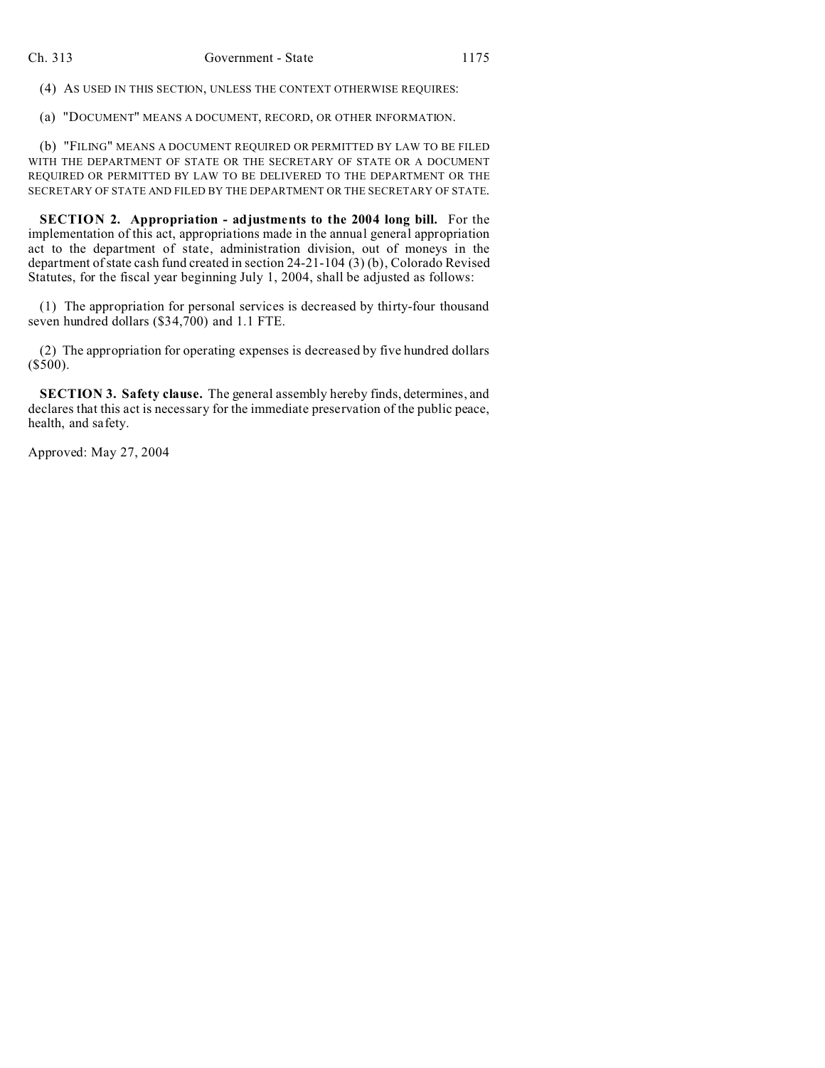(4) AS USED IN THIS SECTION, UNLESS THE CONTEXT OTHERWISE REQUIRES:

(a) "DOCUMENT" MEANS A DOCUMENT, RECORD, OR OTHER INFORMATION.

(b) "FILING" MEANS A DOCUMENT REQUIRED OR PERMITTED BY LAW TO BE FILED WITH THE DEPARTMENT OF STATE OR THE SECRETARY OF STATE OR A DOCUMENT REQUIRED OR PERMITTED BY LAW TO BE DELIVERED TO THE DEPARTMENT OR THE SECRETARY OF STATE AND FILED BY THE DEPARTMENT OR THE SECRETARY OF STATE.

**SECTION 2. Appropriation - adjustments to the 2004 long bill.** For the implementation of this act, appropriations made in the annual general appropriation act to the department of state, administration division, out of moneys in the department of state cash fund created in section 24-21-104 (3) (b), Colorado Revised Statutes, for the fiscal year beginning July 1, 2004, shall be adjusted as follows:

(1) The appropriation for personal services is decreased by thirty-four thousand seven hundred dollars ($34,700) and 1.1 FTE.

(2) The appropriation for operating expenses is decreased by five hundred dollars ($500).

**SECTION 3. Safety clause.** The general assembly hereby finds, determines, and declares that this act is necessary for the immediate preservation of the public peace, health, and safety.

Approved: May 27, 2004